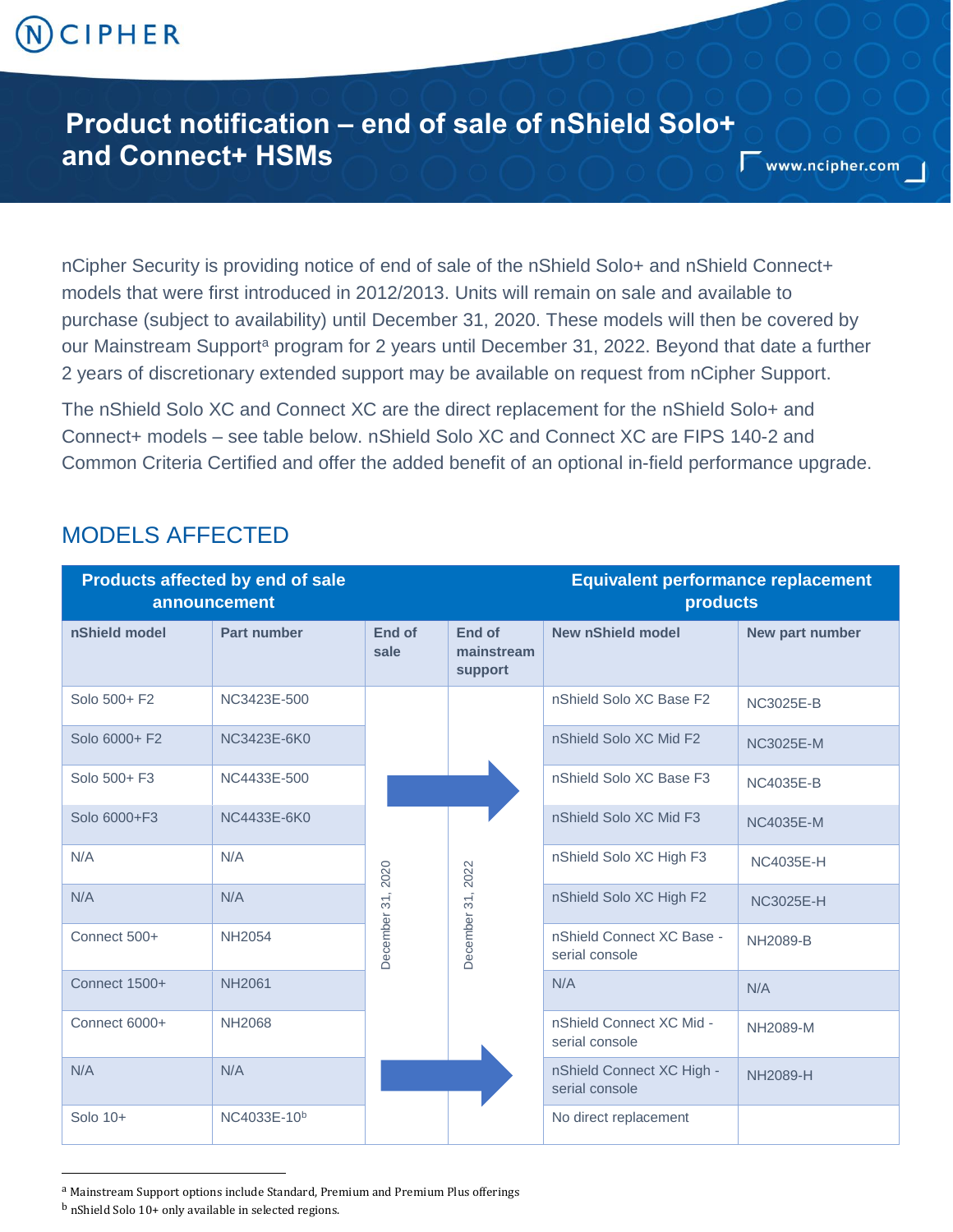# Product notification – end of sale of nShield Solo+ and Connect+ HSMs

nCipher Security is providing notice of end of sale of the nShield Solo+ and nShield Connect+ models that were first introduced in 2012/2013. Units will remain on sale and available to purchase (subject to availability) until December 31, 2020. These models will then be covered by our Mainstream Support[a] program for 2 years until December 31, 2022. Beyond that date a further 2 years of discretionary extended support may be available on request from nCipher Support.

The nShield Solo XC and Connect XC are the direct replacement for the nShield Solo+ and Connect+ models – see table below. nShield Solo XC and Connect XC are FIPS 140-2 and Common Criteria Certified and offer the added benefit of an optional in-field performance upgrade.

## MODELS AFFECTED

| Products affected by end of sale announcement | | | | Equivalent performance replacement products | |
|---|---|---|---|---|---|
| nShield model | Part number | End of sale | End of mainstream support | New nShield model | New part number |
| Solo 500+ F2 | NC3423E-500 | December 31, 2020 | December 31, 2022 | nShield Solo XC Base F2 | NC3025E-B |
| Solo 6000+ F2 | NC3423E-6K0 | December 31, 2020 | December 31, 2022 | nShield Solo XC Mid F2 | NC3025E-M |
| Solo 500+ F3 | NC4433E-500 | December 31, 2020 | December 31, 2022 | nShield Solo XC Base F3 | NC4035E-B |
| Solo 6000+F3 | NC4433E-6K0 | December 31, 2020 | December 31, 2022 | nShield Solo XC Mid F3 | NC4035E-M |
| N/A | N/A | | | nShield Solo XC High F3 | NC4035E-H |
| N/A | N/A | | | nShield Solo XC High F2 | NC3025E-H |
| Connect 500+ | NH2054 | December 31, 2020 | December 31, 2022 | nShield Connect XC Base - serial console | NH2089-B |
| Connect 1500+ | NH2061 | December 31, 2020 | December 31, 2022 | N/A | N/A |
| Connect 6000+ | NH2068 | December 31, 2020 | December 31, 2022 | nShield Connect XC Mid - serial console | NH2089-M |
| N/A | N/A | | | nShield Connect XC High - serial console | NH2089-H |
| Solo 10+ | NC4033E-10[b] | December 31, 2020 | December 31, 2022 | No direct replacement | |

[a] Mainstream Support options include Standard, Premium and Premium Plus offerings

[b] nShield Solo 10+ only available in selected regions.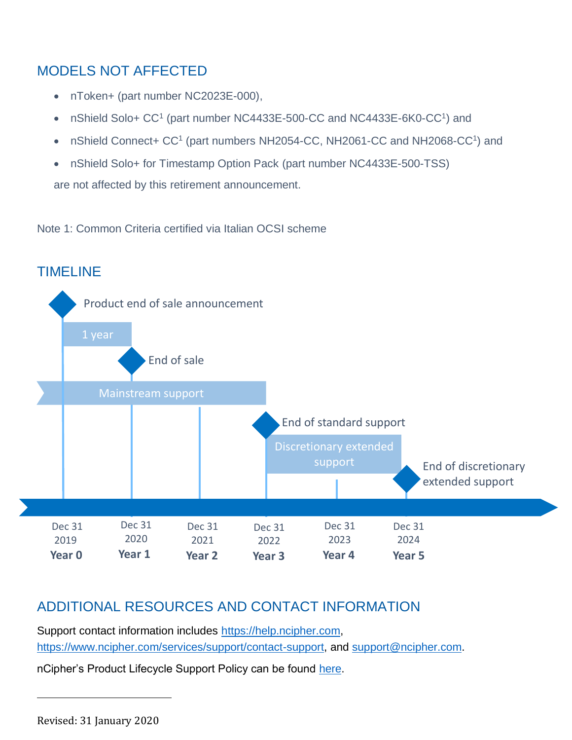## MODELS NOT AFFECTED

- nToken+ (part number NC2023E-000),
- nShield Solo+ CC[1] (part number NC4433E-500-CC and NC4433E-6K0-CC[1]) and
- nShield Connect+ CC[1] (part numbers NH2054-CC, NH2061-CC and NH2068-CC[1]) and
- nShield Solo+ for Timestamp Option Pack (part number NC4433E-500-TSS)

are not affected by this retirement announcement.

Note 1: Common Criteria certified via Italian OCSI scheme

## TIMELINE

Product end of sale announcement

1 year

End of sale

Mainstream support

End of standard support

Discretionary extended support

End of discretionary extended support

Dec 31 2019 **Year 0**

Dec 31 2020 **Year 1**

Dec 31 2021 **Year 2**

Dec 31 2022 **Year 3**

Dec 31 2023 **Year 4**

Dec 31 2024 **Year 5**

## ADDITIONAL RESOURCES AND CONTACT INFORMATION

Support contact information includes https://help.ncipher.com, https://www.ncipher.com/services/support/contact-support, and support@ncipher.com.

nCipher's Product Lifecycle Support Policy can be found here.

Revised: 31 January 2020